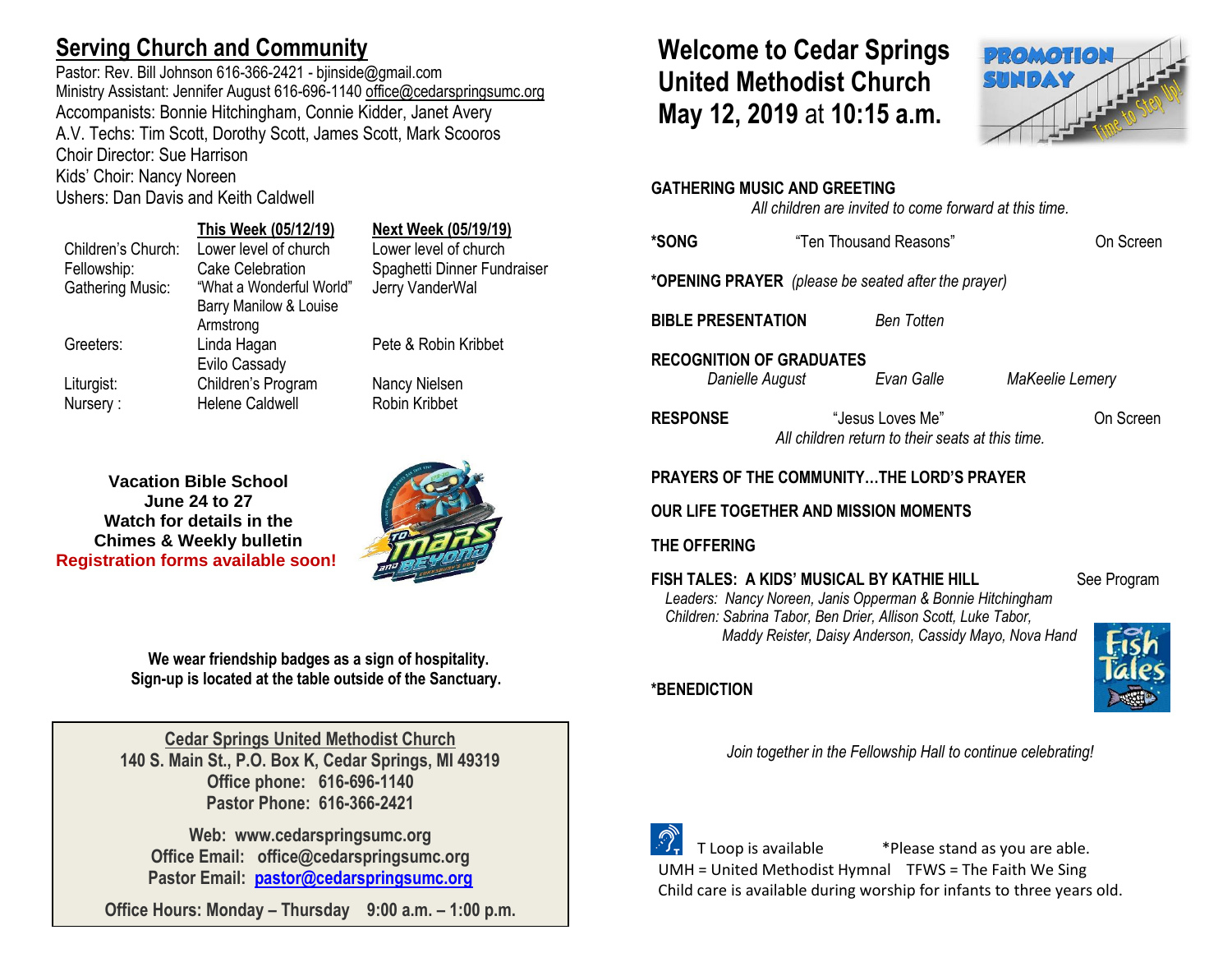## Serving Church and Community

Pastor: Rev. Bill Johnson 616-366-2421 - bjinside@gmail.com
Ministry Assistant: Jennifer August 616-696-1140 office@cedarspringsumc.org
Accompanists: Bonnie Hitchingham, Connie Kidder, Janet Avery
A.V. Techs: Tim Scott, Dorothy Scott, James Scott, Mark Scooros
Choir Director: Sue Harrison
Kids' Choir: Nancy Noreen
Ushers: Dan Davis and Keith Caldwell

| | This Week (05/12/19) | Next Week (05/19/19) |
|---|---|---|
| Children's Church: | Lower level of church | Lower level of church |
| Fellowship: | Cake Celebration | Spaghetti Dinner Fundraiser |
| Gathering Music: | "What a Wonderful World" Barry Manilow & Louise Armstrong | Jerry VanderWal |
| Greeters: | Linda Hagan Evilo Cassady | Pete & Robin Kribbet |
| Liturgist: | Children's Program | Nancy Nielsen |
| Nursery : | Helene Caldwell | Robin Kribbet |

**Vacation Bible School**
**June 24 to 27**
**Watch for details in the Chimes & Weekly bulletin**
**Registration forms available soon!**

**We wear friendship badges as a sign of hospitality.**
**Sign-up is located at the table outside of the Sanctuary.**

**Cedar Springs United Methodist Church**
**140 S. Main St., P.O. Box K, Cedar Springs, MI 49319**
**Office phone: 616-696-1140**
**Pastor Phone: 616-366-2421**

**Web: www.cedarspringsumc.org**
**Office Email: office@cedarspringsumc.org**
**Pastor Email: pastor@cedarspringsumc.org**

**Office Hours: Monday – Thursday 9:00 a.m. – 1:00 p.m.**

# Welcome to Cedar Springs United Methodist Church May 12, 2019 at 10:15 a.m.

PROMOTION SUNDAY — Time to Step Up!

**GATHERING MUSIC AND GREETING**
*All children are invited to come forward at this time.*

**\*SONG** "Ten Thousand Reasons" On Screen

**\*OPENING PRAYER** *(please be seated after the prayer)*

**BIBLE PRESENTATION** *Ben Totten*

**RECOGNITION OF GRADUATES**
*Danielle August* *Evan Galle* *MaKeelie Lemery*

**RESPONSE** "Jesus Loves Me" On Screen
*All children return to their seats at this time.*

**PRAYERS OF THE COMMUNITY…THE LORD'S PRAYER**

**OUR LIFE TOGETHER AND MISSION MOMENTS**

**THE OFFERING**

**FISH TALES: A KIDS' MUSICAL BY KATHIE HILL** See Program
*Leaders: Nancy Noreen, Janis Opperman & Bonnie Hitchingham*
*Children: Sabrina Tabor, Ben Drier, Allison Scott, Luke Tabor, Maddy Reister, Daisy Anderson, Cassidy Mayo, Nova Hand*

**\*BENEDICTION**

*Join together in the Fellowship Hall to continue celebrating!*

T Loop is available *Please stand as you are able.
UMH = United Methodist Hymnal TFWS = The Faith We Sing
Child care is available during worship for infants to three years old.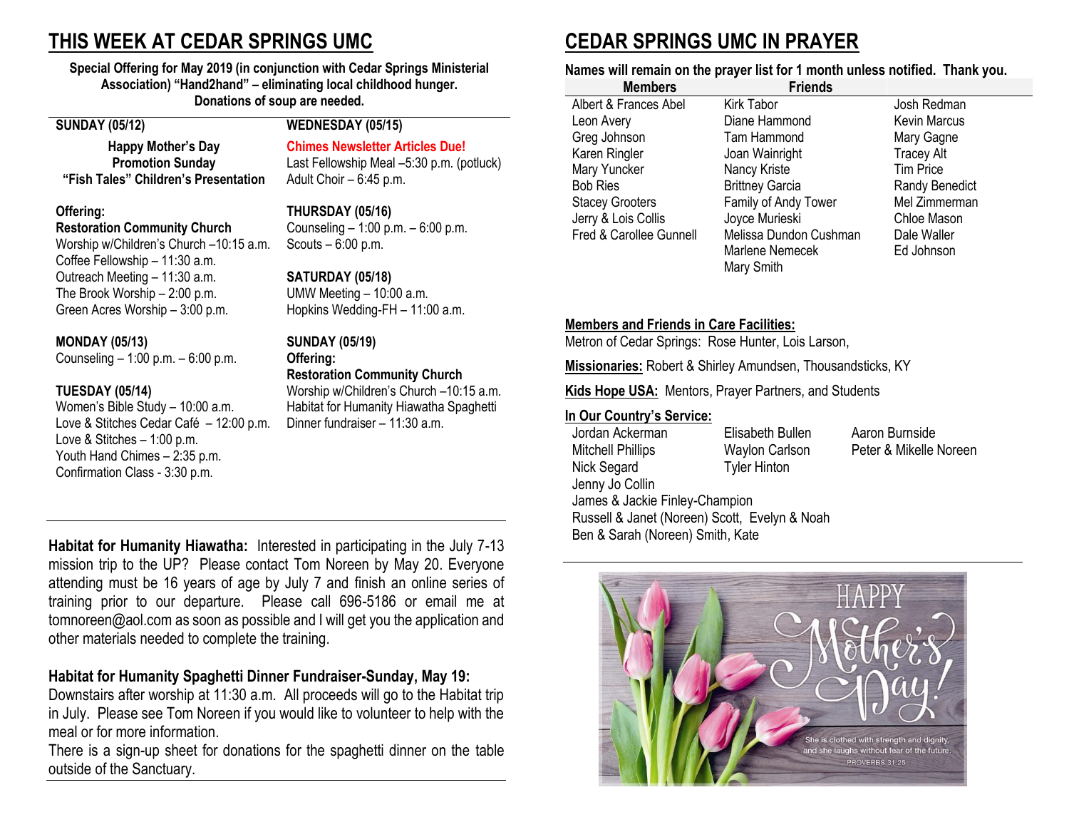# THIS WEEK AT CEDAR SPRINGS UMC

**Special Offering for May 2019 (in conjunction with Cedar Springs Ministerial Association) "Hand2hand" – eliminating local childhood hunger. Donations of soup are needed.**

**SUNDAY (05/12)**

**Happy Mother's Day**
**Promotion Sunday**
**"Fish Tales" Children's Presentation**

**Offering:**
**Restoration Community Church**
Worship w/Children's Church –10:15 a.m.
Coffee Fellowship – 11:30 a.m.
Outreach Meeting – 11:30 a.m.
The Brook Worship – 2:00 p.m.
Green Acres Worship – 3:00 p.m.

**MONDAY (05/13)**
Counseling – 1:00 p.m. – 6:00 p.m.

**TUESDAY (05/14)**
Women's Bible Study – 10:00 a.m.
Love & Stitches Cedar Café – 12:00 p.m.
Love & Stitches – 1:00 p.m.
Youth Hand Chimes – 2:35 p.m.
Confirmation Class - 3:30 p.m.

**WEDNESDAY (05/15)**
**Chimes Newsletter Articles Due!**
Last Fellowship Meal –5:30 p.m. (potluck)
Adult Choir – 6:45 p.m.

**THURSDAY (05/16)**
Counseling – 1:00 p.m. – 6:00 p.m.
Scouts – 6:00 p.m.

**SATURDAY (05/18)**
UMW Meeting – 10:00 a.m.
Hopkins Wedding-FH – 11:00 a.m.

**SUNDAY (05/19)**
**Offering:**
**Restoration Community Church**
Worship w/Children's Church –10:15 a.m.
Habitat for Humanity Hiawatha Spaghetti Dinner fundraiser – 11:30 a.m.

**Habitat for Humanity Hiawatha:** Interested in participating in the July 7-13 mission trip to the UP? Please contact Tom Noreen by May 20. Everyone attending must be 16 years of age by July 7 and finish an online series of training prior to our departure. Please call 696-5186 or email me at tomnoreen@aol.com as soon as possible and I will get you the application and other materials needed to complete the training.

**Habitat for Humanity Spaghetti Dinner Fundraiser-Sunday, May 19:**
Downstairs after worship at 11:30 a.m. All proceeds will go to the Habitat trip in July. Please see Tom Noreen if you would like to volunteer to help with the meal or for more information.
There is a sign-up sheet for donations for the spaghetti dinner on the table outside of the Sanctuary.

# CEDAR SPRINGS UMC IN PRAYER

**Names will remain on the prayer list for 1 month unless notified. Thank you.**

| Members | Friends | |
|---|---|---|
| Albert & Frances Abel | Kirk Tabor | Josh Redman |
| Leon Avery | Diane Hammond | Kevin Marcus |
| Greg Johnson | Tam Hammond | Mary Gagne |
| Karen Ringler | Joan Wainright | Tracey Alt |
| Mary Yuncker | Nancy Kriste | Tim Price |
| Bob Ries | Brittney Garcia | Randy Benedict |
| Stacey Grooters | Family of Andy Tower | Mel Zimmerman |
| Jerry & Lois Collis | Joyce Murieski | Chloe Mason |
| Fred & Carollee Gunnell | Melissa Dundon Cushman | Dale Waller |
| | Marlene Nemecek | Ed Johnson |
| | Mary Smith | |

**Members and Friends in Care Facilities:**
Metron of Cedar Springs: Rose Hunter, Lois Larson,

**Missionaries:** Robert & Shirley Amundsen, Thousandsticks, KY

**Kids Hope USA:** Mentors, Prayer Partners, and Students

**In Our Country's Service:**

| | | |
|---|---|---|
| Jordan Ackerman | Elisabeth Bullen | Aaron Burnside |
| Mitchell Phillips | Waylon Carlson | Peter & Mikelle Noreen |
| Nick Segard | Tyler Hinton | |

Jenny Jo Collin
James & Jackie Finley-Champion
Russell & Janet (Noreen) Scott, Evelyn & Noah
Ben & Sarah (Noreen) Smith, Kate

HAPPY Mother's Day!

She is clothed with strength and dignity, and she laughs without fear of the future.
PROVERBS 31:25